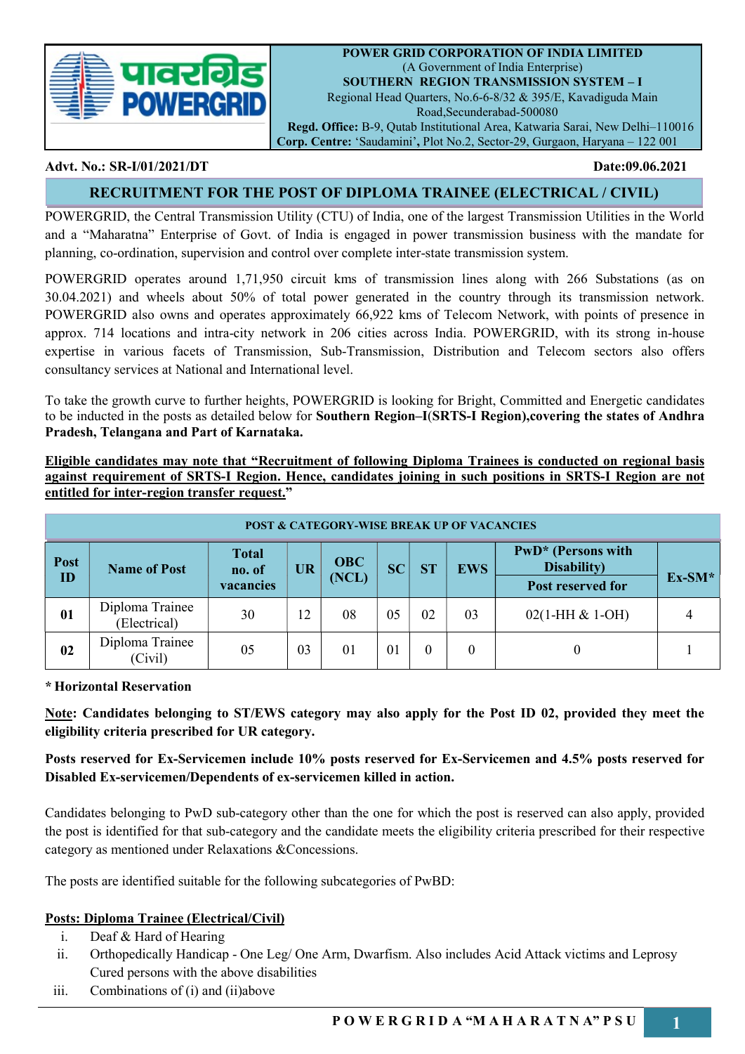**POWER GRID CORPORATION OF INDIA LIMITED**
(A Government of India Enterprise)
**SOUTHERN REGION TRANSMISSION SYSTEM – I**
Regional Head Quarters, No.6-6-8/32 & 395/E, Kavadiguda Main Road,Secunderabad-500080
**Regd. Office:** B-9, Qutab Institutional Area, Katwaria Sarai, New Delhi–110016
**Corp. Centre:** 'Saudamini', Plot No.2, Sector-29, Gurgaon, Haryana – 122 001

**Advt. No.: SR-I/01/2021/DT** **Date:09.06.2021**

# RECRUITMENT FOR THE POST OF DIPLOMA TRAINEE (ELECTRICAL / CIVIL)

POWERGRID, the Central Transmission Utility (CTU) of India, one of the largest Transmission Utilities in the World and a "Maharatna" Enterprise of Govt. of India is engaged in power transmission business with the mandate for planning, co-ordination, supervision and control over complete inter-state transmission system.

POWERGRID operates around 1,71,950 circuit kms of transmission lines along with 266 Substations (as on 30.04.2021) and wheels about 50% of total power generated in the country through its transmission network. POWERGRID also owns and operates approximately 66,922 kms of Telecom Network, with points of presence in approx. 714 locations and intra-city network in 206 cities across India. POWERGRID, with its strong in-house expertise in various facets of Transmission, Sub-Transmission, Distribution and Telecom sectors also offers consultancy services at National and International level.

To take the growth curve to further heights, POWERGRID is looking for Bright, Committed and Energetic candidates to be inducted in the posts as detailed below for **Southern Region–I(SRTS-I Region),covering the states of Andhra Pradesh, Telangana and Part of Karnataka.**

**Eligible candidates may note that "Recruitment of following Diploma Trainees is conducted on regional basis against requirement of SRTS-I Region. Hence, candidates joining in such positions in SRTS-I Region are not entitled for inter-region transfer request."**

**POST & CATEGORY-WISE BREAK UP OF VACANCIES**

| Post ID | Name of Post | Total no. of vacancies | UR | OBC (NCL) | SC | ST | EWS | PwD* (Persons with Disability) Post reserved for | Ex-SM* |
|---|---|---|---|---|---|---|---|---|---|
| 01 | Diploma Trainee (Electrical) | 30 | 12 | 08 | 05 | 02 | 03 | 02(1-HH & 1-OH) | 4 |
| 02 | Diploma Trainee (Civil) | 05 | 03 | 01 | 01 | 0 | 0 | 0 | 1 |

**\* Horizontal Reservation**

**Note: Candidates belonging to ST/EWS category may also apply for the Post ID 02, provided they meet the eligibility criteria prescribed for UR category.**

**Posts reserved for Ex-Servicemen include 10% posts reserved for Ex-Servicemen and 4.5% posts reserved for Disabled Ex-servicemen/Dependents of ex-servicemen killed in action.**

Candidates belonging to PwD sub-category other than the one for which the post is reserved can also apply, provided the post is identified for that sub-category and the candidate meets the eligibility criteria prescribed for their respective category as mentioned under Relaxations &Concessions.

The posts are identified suitable for the following subcategories of PwBD:

**Posts: Diploma Trainee (Electrical/Civil)**

i. Deaf & Hard of Hearing
ii. Orthopedically Handicap - One Leg/ One Arm, Dwarfism. Also includes Acid Attack victims and Leprosy Cured persons with the above disabilities
iii. Combinations of (i) and (ii)above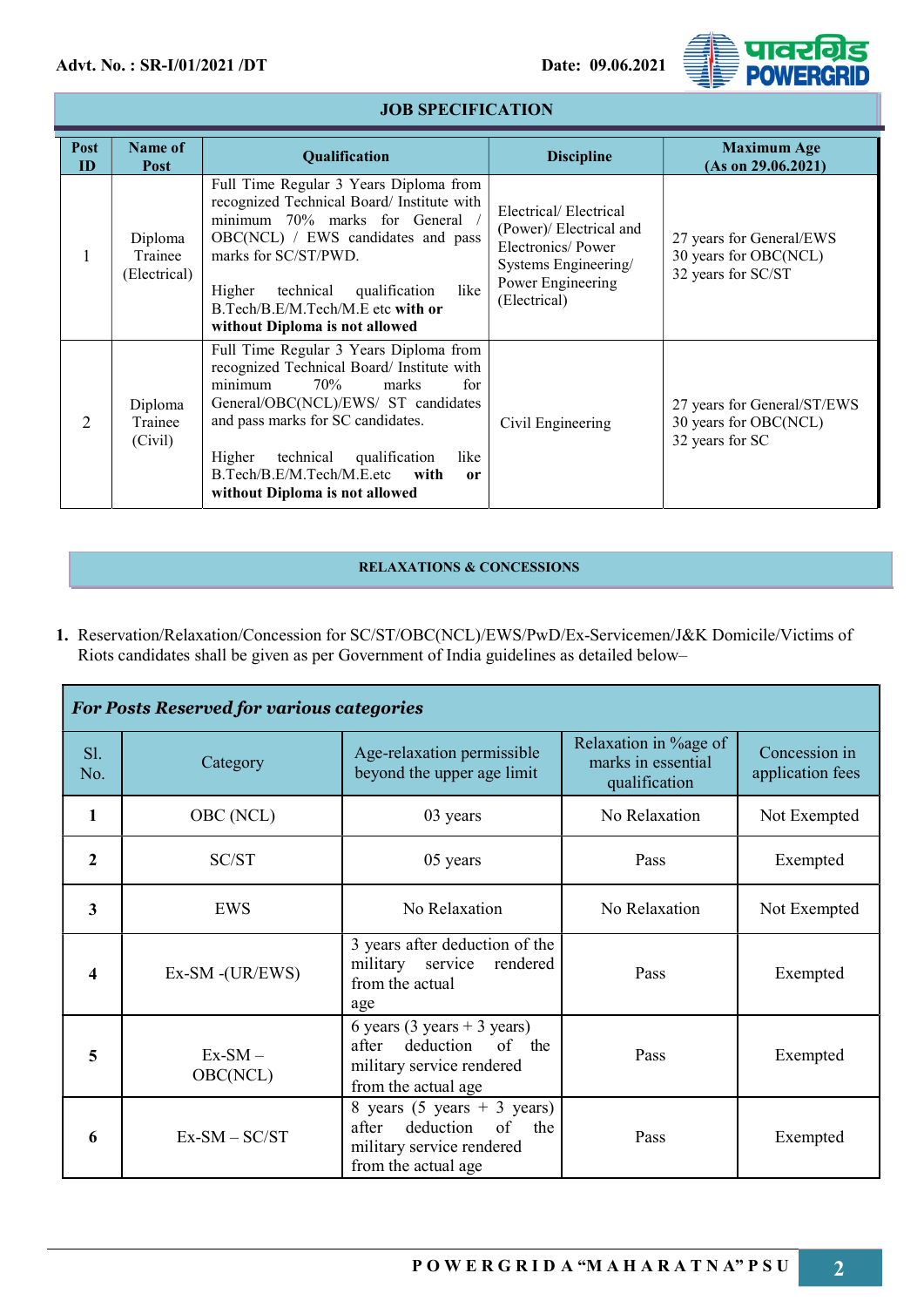Advt. No. : SR-I/01/2021 /DT    Date: 09.06.2021

## JOB SPECIFICATION

| Post ID | Name of Post | Qualification | Discipline | Maximum Age (As on 29.06.2021) |
|---|---|---|---|---|
| 1 | Diploma Trainee (Electrical) | Full Time Regular 3 Years Diploma from recognized Technical Board/ Institute with minimum 70% marks for General / OBC(NCL) / EWS candidates and pass marks for SC/ST/PWD.<br><br>Higher technical qualification like B.Tech/B.E/M.Tech/M.E etc **with or without Diploma is not allowed** | Electrical/ Electrical (Power)/ Electrical and Electronics/ Power Systems Engineering/ Power Engineering (Electrical) | 27 years for General/EWS<br>30 years for OBC(NCL)<br>32 years for SC/ST |
| 2 | Diploma Trainee (Civil) | Full Time Regular 3 Years Diploma from recognized Technical Board/ Institute with minimum 70% marks for General/OBC(NCL)/EWS/ ST candidates and pass marks for SC candidates.<br><br>Higher technical qualification like B.Tech/B.E/M.Tech/M.E.etc **with or without Diploma is not allowed** | Civil Engineering | 27 years for General/ST/EWS<br>30 years for OBC(NCL)<br>32 years for SC |

## RELAXATIONS & CONCESSIONS

1. Reservation/Relaxation/Concession for SC/ST/OBC(NCL)/EWS/PwD/Ex-Servicemen/J&K Domicile/Victims of Riots candidates shall be given as per Government of India guidelines as detailed below–

***For Posts Reserved for various categories***

| Sl. No. | Category | Age-relaxation permissible beyond the upper age limit | Relaxation in %age of marks in essential qualification | Concession in application fees |
|---|---|---|---|---|
| **1** | OBC (NCL) | 03 years | No Relaxation | Not Exempted |
| **2** | SC/ST | 05 years | Pass | Exempted |
| **3** | EWS | No Relaxation | No Relaxation | Not Exempted |
| **4** | Ex-SM -(UR/EWS) | 3 years after deduction of the military service rendered from the actual age | Pass | Exempted |
| **5** | Ex-SM – OBC(NCL) | 6 years (3 years + 3 years) after deduction of the military service rendered from the actual age | Pass | Exempted |
| **6** | Ex-SM – SC/ST | 8 years (5 years + 3 years) after deduction of the military service rendered from the actual age | Pass | Exempted |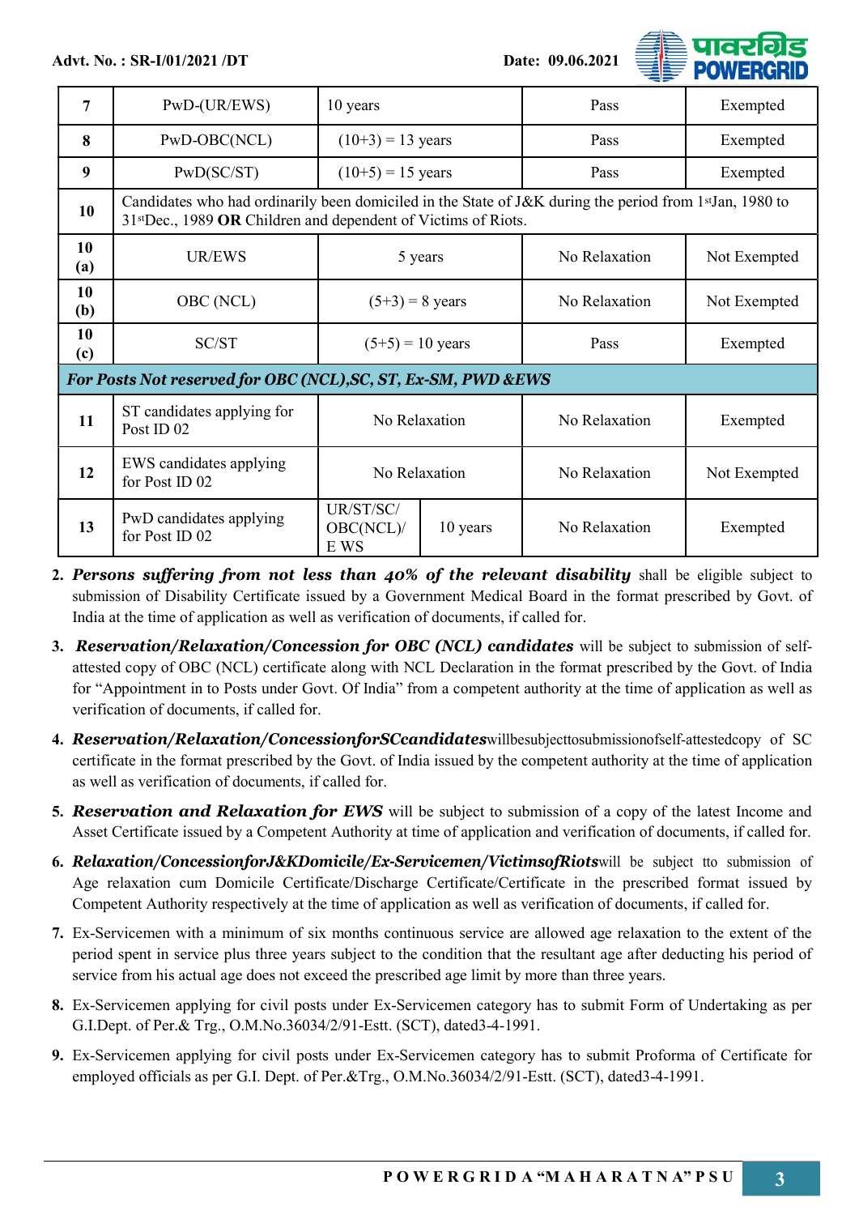| 7 | PwD-(UR/EWS) | 10 years | | Pass | Exempted |
|---|---|---|---|---|---|
| 8 | PwD-OBC(NCL) | (10+3) = 13 years | | Pass | Exempted |
| 9 | PwD(SC/ST) | (10+5) = 15 years | | Pass | Exempted |
| 10 | Candidates who had ordinarily been domiciled in the State of J&K during the period from 1st Jan, 1980 to 31st Dec., 1989 **OR** Children and dependent of Victims of Riots. | | | | |
| 10 (a) | UR/EWS | 5 years | | No Relaxation | Not Exempted |
| 10 (b) | OBC (NCL) | (5+3) = 8 years | | No Relaxation | Not Exempted |
| 10 (c) | SC/ST | (5+5) = 10 years | | Pass | Exempted |
| ***For Posts Not reserved for OBC (NCL),SC, ST, Ex-SM, PWD &EWS*** | | | | | |
| 11 | ST candidates applying for Post ID 02 | No Relaxation | | No Relaxation | Exempted |
| 12 | EWS candidates applying for Post ID 02 | No Relaxation | | No Relaxation | Not Exempted |
| 13 | PwD candidates applying for Post ID 02 | UR/ST/SC/ OBC(NCL)/ E WS | 10 years | No Relaxation | Exempted |

2. ***Persons suffering from not less than 40% of the relevant disability*** shall be eligible subject to submission of Disability Certificate issued by a Government Medical Board in the format prescribed by Govt. of India at the time of application as well as verification of documents, if called for.

3. ***Reservation/Relaxation/Concession for OBC (NCL) candidates*** will be subject to submission of self-attested copy of OBC (NCL) certificate along with NCL Declaration in the format prescribed by the Govt. of India for "Appointment in to Posts under Govt. Of India" from a competent authority at the time of application as well as verification of documents, if called for.

4. ***Reservation/Relaxation/ConcessionforSCcandidates***willbesubjecttosubmissionofself-attestedcopy of SC certificate in the format prescribed by the Govt. of India issued by the competent authority at the time of application as well as verification of documents, if called for.

5. ***Reservation and Relaxation for EWS*** will be subject to submission of a copy of the latest Income and Asset Certificate issued by a Competent Authority at time of application and verification of documents, if called for.

6. ***Relaxation/ConcessionforJ&KDomicile/Ex-Servicemen/VictimsofRiots***will be subject tto submission of Age relaxation cum Domicile Certificate/Discharge Certificate/Certificate in the prescribed format issued by Competent Authority respectively at the time of application as well as verification of documents, if called for.

7. Ex-Servicemen with a minimum of six months continuous service are allowed age relaxation to the extent of the period spent in service plus three years subject to the condition that the resultant age after deducting his period of service from his actual age does not exceed the prescribed age limit by more than three years.

8. Ex-Servicemen applying for civil posts under Ex-Servicemen category has to submit Form of Undertaking as per G.I.Dept. of Per.& Trg., O.M.No.36034/2/91-Estt. (SCT), dated3-4-1991.

9. Ex-Servicemen applying for civil posts under Ex-Servicemen category has to submit Proforma of Certificate for employed officials as per G.I. Dept. of Per.&Trg., O.M.No.36034/2/91-Estt. (SCT), dated3-4-1991.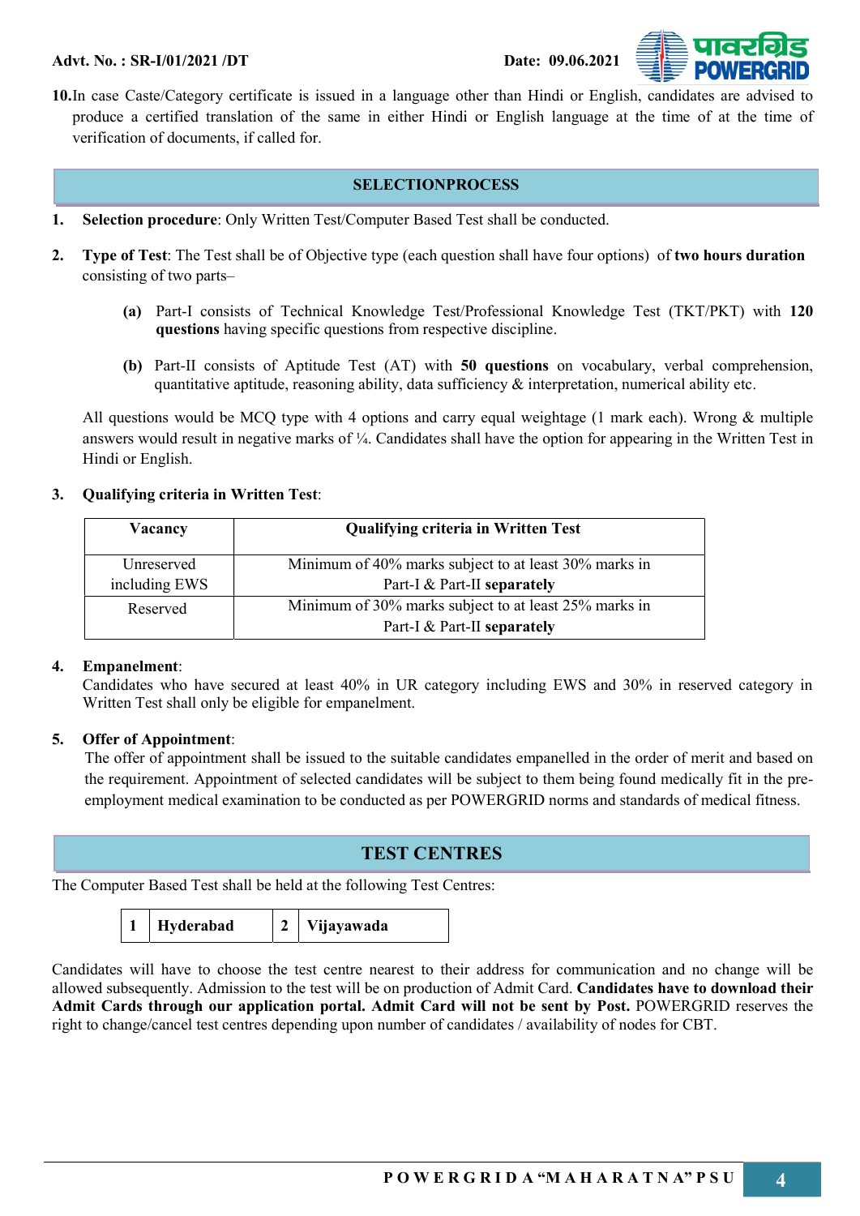10. In case Caste/Category certificate is issued in a language other than Hindi or English, candidates are advised to produce a certified translation of the same in either Hindi or English language at the time of at the time of verification of documents, if called for.

## SELECTIONPROCESS

1. **Selection procedure**: Only Written Test/Computer Based Test shall be conducted.

2. **Type of Test**: The Test shall be of Objective type (each question shall have four options) of **two hours duration** consisting of two parts–

   **(a)** Part-I consists of Technical Knowledge Test/Professional Knowledge Test (TKT/PKT) with **120 questions** having specific questions from respective discipline.

   **(b)** Part-II consists of Aptitude Test (AT) with **50 questions** on vocabulary, verbal comprehension, quantitative aptitude, reasoning ability, data sufficiency & interpretation, numerical ability etc.

   All questions would be MCQ type with 4 options and carry equal weightage (1 mark each). Wrong & multiple answers would result in negative marks of ¼. Candidates shall have the option for appearing in the Written Test in Hindi or English.

3. **Qualifying criteria in Written Test**:

| Vacancy | Qualifying criteria in Written Test |
|---|---|
| Unreserved including EWS | Minimum of 40% marks subject to at least 30% marks in Part-I & Part-II **separately** |
| Reserved | Minimum of 30% marks subject to at least 25% marks in Part-I & Part-II **separately** |

4. **Empanelment**:
   Candidates who have secured at least 40% in UR category including EWS and 30% in reserved category in Written Test shall only be eligible for empanelment.

5. **Offer of Appointment**:
   The offer of appointment shall be issued to the suitable candidates empanelled in the order of merit and based on the requirement. Appointment of selected candidates will be subject to them being found medically fit in the pre-employment medical examination to be conducted as per POWERGRID norms and standards of medical fitness.

## TEST CENTRES

The Computer Based Test shall be held at the following Test Centres:

| 1 | Hyderabad | 2 | Vijayawada |
|---|---|---|---|

Candidates will have to choose the test centre nearest to their address for communication and no change will be allowed subsequently. Admission to the test will be on production of Admit Card. **Candidates have to download their Admit Cards through our application portal. Admit Card will not be sent by Post.** POWERGRID reserves the right to change/cancel test centres depending upon number of candidates / availability of nodes for CBT.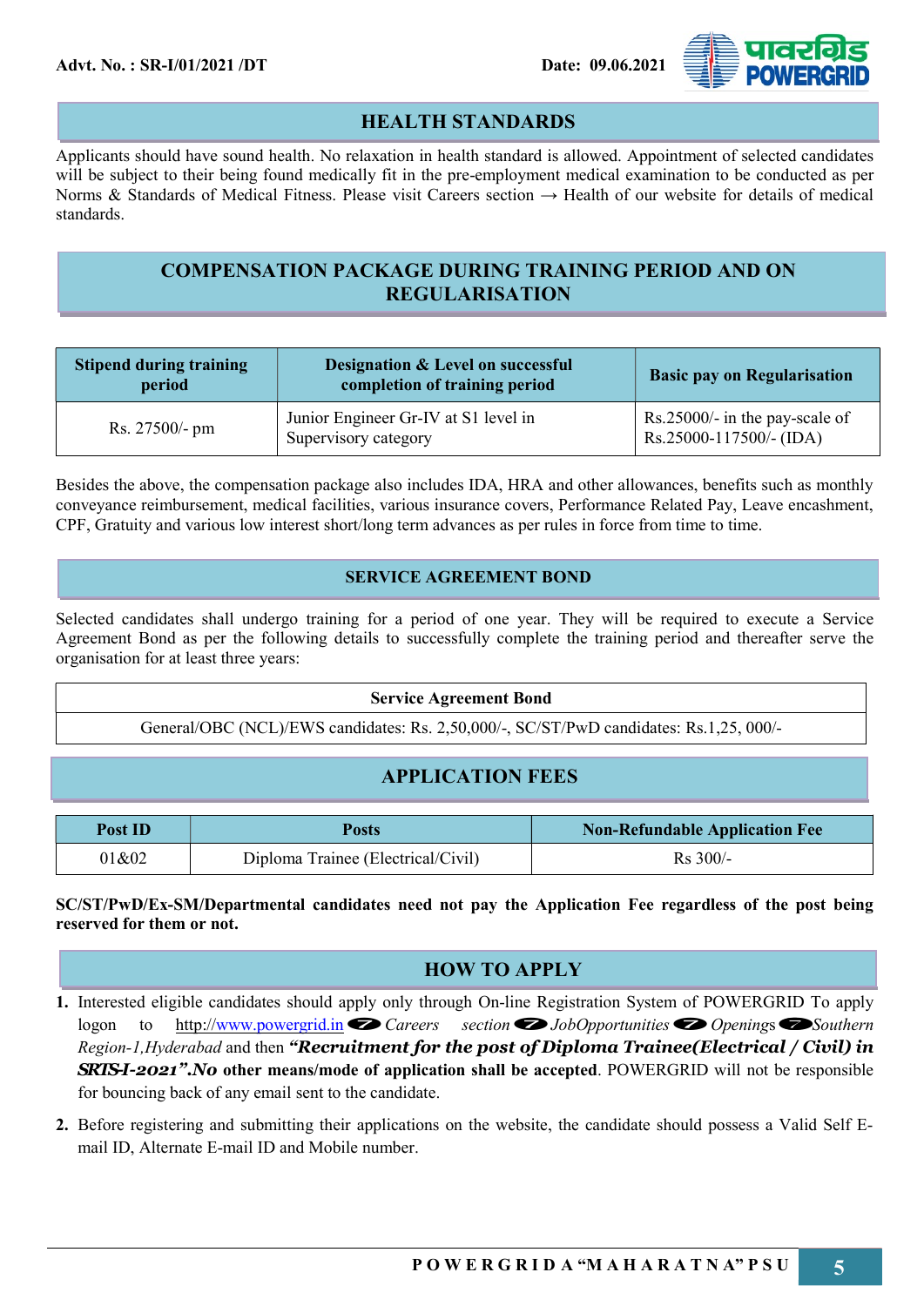## HEALTH STANDARDS

Applicants should have sound health. No relaxation in health standard is allowed. Appointment of selected candidates will be subject to their being found medically fit in the pre-employment medical examination to be conducted as per Norms & Standards of Medical Fitness. Please visit Careers section → Health of our website for details of medical standards.

## COMPENSATION PACKAGE DURING TRAINING PERIOD AND ON REGULARISATION

| Stipend during training period | Designation & Level on successful completion of training period | Basic pay on Regularisation |
|---|---|---|
| Rs. 27500/- pm | Junior Engineer Gr-IV at S1 level in Supervisory category | Rs.25000/- in the pay-scale of Rs.25000-117500/- (IDA) |

Besides the above, the compensation package also includes IDA, HRA and other allowances, benefits such as monthly conveyance reimbursement, medical facilities, various insurance covers, Performance Related Pay, Leave encashment, CPF, Gratuity and various low interest short/long term advances as per rules in force from time to time.

## SERVICE AGREEMENT BOND

Selected candidates shall undergo training for a period of one year. They will be required to execute a Service Agreement Bond as per the following details to successfully complete the training period and thereafter serve the organisation for at least three years:

| Service Agreement Bond |
|---|
| General/OBC (NCL)/EWS candidates: Rs. 2,50,000/-, SC/ST/PwD candidates: Rs.1,25, 000/- |

## APPLICATION FEES

| Post ID | Posts | Non-Refundable Application Fee |
|---|---|---|
| 01&02 | Diploma Trainee (Electrical/Civil) | Rs 300/- |

**SC/ST/PwD/Ex-SM/Departmental candidates need not pay the Application Fee regardless of the post being reserved for them or not.**

## HOW TO APPLY

1. Interested eligible candidates should apply only through On-line Registration System of POWERGRID To apply logon to http://www.powergrid.in → *Careers section* → *JobOpportunities* → *Openings* → *Southern Region-1,Hyderabad* and then ***"Recruitment for the post of Diploma Trainee(Electrical / Civil) in SRTS-I-2021".No* other means/mode of application shall be accepted**. POWERGRID will not be responsible for bouncing back of any email sent to the candidate.

2. Before registering and submitting their applications on the website, the candidate should possess a Valid Self E-mail ID, Alternate E-mail ID and Mobile number.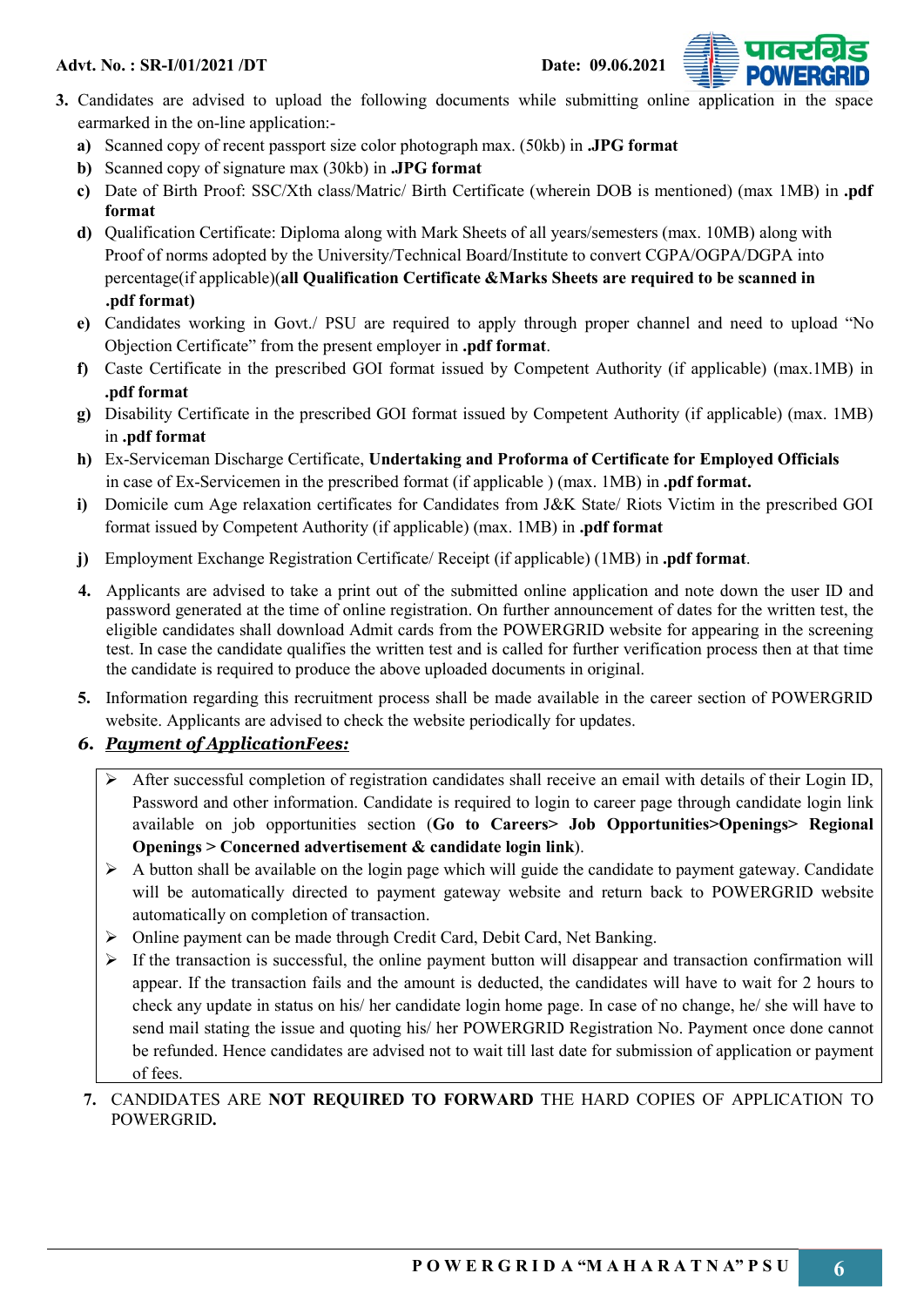3. Candidates are advised to upload the following documents while submitting online application in the space earmarked in the on-line application:-
   - **a)** Scanned copy of recent passport size color photograph max. (50kb) in **.JPG format**
   - **b)** Scanned copy of signature max (30kb) in **.JPG format**
   - **c)** Date of Birth Proof: SSC/Xth class/Matric/ Birth Certificate (wherein DOB is mentioned) (max 1MB) in **.pdf format**
   - **d)** Qualification Certificate: Diploma along with Mark Sheets of all years/semesters (max. 10MB) along with Proof of norms adopted by the University/Technical Board/Institute to convert CGPA/OGPA/DGPA into percentage(if applicable)(**all Qualification Certificate &Marks Sheets are required to be scanned in .pdf format)**
   - **e)** Candidates working in Govt./ PSU are required to apply through proper channel and need to upload "No Objection Certificate" from the present employer in **.pdf format**.
   - **f)** Caste Certificate in the prescribed GOI format issued by Competent Authority (if applicable) (max.1MB) in **.pdf format**
   - **g)** Disability Certificate in the prescribed GOI format issued by Competent Authority (if applicable) (max. 1MB) in **.pdf format**
   - **h)** Ex-Serviceman Discharge Certificate, **Undertaking and Proforma of Certificate for Employed Officials** in case of Ex-Servicemen in the prescribed format (if applicable ) (max. 1MB) in **.pdf format.**
   - **i)** Domicile cum Age relaxation certificates for Candidates from J&K State/ Riots Victim in the prescribed GOI format issued by Competent Authority (if applicable) (max. 1MB) in **.pdf format**
   - **j)** Employment Exchange Registration Certificate/ Receipt (if applicable) (1MB) in **.pdf format**.

4. Applicants are advised to take a print out of the submitted online application and note down the user ID and password generated at the time of online registration. On further announcement of dates for the written test, the eligible candidates shall download Admit cards from the POWERGRID website for appearing in the screening test. In case the candidate qualifies the written test and is called for further verification process then at that time the candidate is required to produce the above uploaded documents in original.

5. Information regarding this recruitment process shall be made available in the career section of POWERGRID website. Applicants are advised to check the website periodically for updates.

### 6. *Payment of ApplicationFees:*

- After successful completion of registration candidates shall receive an email with details of their Login ID, Password and other information. Candidate is required to login to career page through candidate login link available on job opportunities section (**Go to Careers> Job Opportunities>Openings> Regional Openings > Concerned advertisement & candidate login link**).
- A button shall be available on the login page which will guide the candidate to payment gateway. Candidate will be automatically directed to payment gateway website and return back to POWERGRID website automatically on completion of transaction.
- Online payment can be made through Credit Card, Debit Card, Net Banking.
- If the transaction is successful, the online payment button will disappear and transaction confirmation will appear. If the transaction fails and the amount is deducted, the candidates will have to wait for 2 hours to check any update in status on his/ her candidate login home page. In case of no change, he/ she will have to send mail stating the issue and quoting his/ her POWERGRID Registration No. Payment once done cannot be refunded. Hence candidates are advised not to wait till last date for submission of application or payment of fees.

7. CANDIDATES ARE **NOT REQUIRED TO FORWARD** THE HARD COPIES OF APPLICATION TO POWERGRID**.**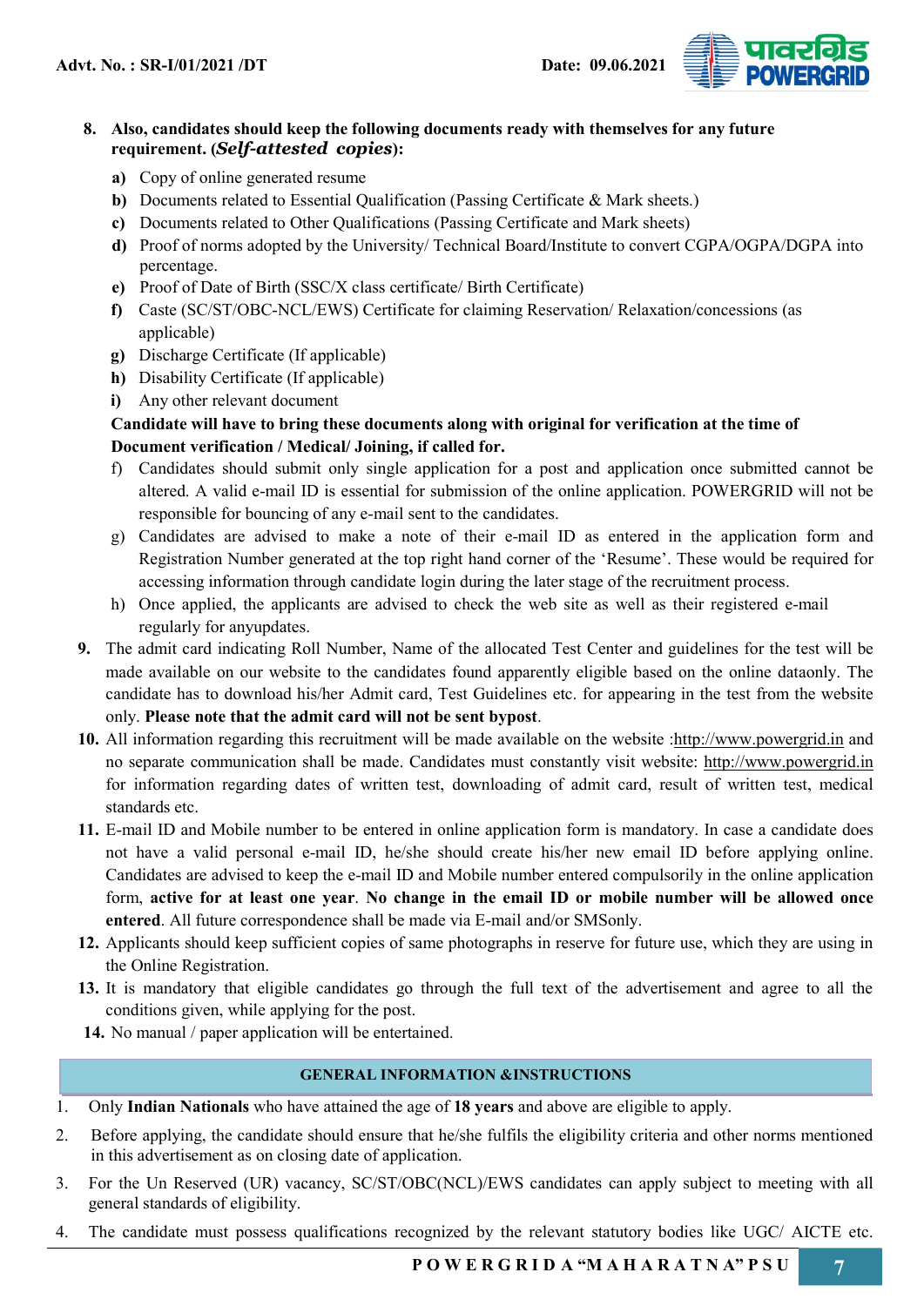8. **Also, candidates should keep the following documents ready with themselves for any future requirement. (*Self-attested copies*):**
    - **a)** Copy of online generated resume
    - **b)** Documents related to Essential Qualification (Passing Certificate & Mark sheets.)
    - **c)** Documents related to Other Qualifications (Passing Certificate and Mark sheets)
    - **d)** Proof of norms adopted by the University/ Technical Board/Institute to convert CGPA/OGPA/DGPA into percentage.
    - **e)** Proof of Date of Birth (SSC/X class certificate/ Birth Certificate)
    - **f)** Caste (SC/ST/OBC-NCL/EWS) Certificate for claiming Reservation/ Relaxation/concessions (as applicable)
    - **g)** Discharge Certificate (If applicable)
    - **h)** Disability Certificate (If applicable)
    - **i)** Any other relevant document

    **Candidate will have to bring these documents along with original for verification at the time of Document verification / Medical/ Joining, if called for.**

    - f) Candidates should submit only single application for a post and application once submitted cannot be altered. A valid e-mail ID is essential for submission of the online application. POWERGRID will not be responsible for bouncing of any e-mail sent to the candidates.
    - g) Candidates are advised to make a note of their e-mail ID as entered in the application form and Registration Number generated at the top right hand corner of the 'Resume'. These would be required for accessing information through candidate login during the later stage of the recruitment process.
    - h) Once applied, the applicants are advised to check the web site as well as their registered e-mail regularly for anyupdates.
9. The admit card indicating Roll Number, Name of the allocated Test Center and guidelines for the test will be made available on our website to the candidates found apparently eligible based on the online dataonly. The candidate has to download his/her Admit card, Test Guidelines etc. for appearing in the test from the website only. **Please note that the admit card will not be sent bypost**.
10. All information regarding this recruitment will be made available on the website :http://www.powergrid.in and no separate communication shall be made. Candidates must constantly visit website: http://www.powergrid.in for information regarding dates of written test, downloading of admit card, result of written test, medical standards etc.
11. E-mail ID and Mobile number to be entered in online application form is mandatory. In case a candidate does not have a valid personal e-mail ID, he/she should create his/her new email ID before applying online. Candidates are advised to keep the e-mail ID and Mobile number entered compulsorily in the online application form, **active for at least one year**. **No change in the email ID or mobile number will be allowed once entered**. All future correspondence shall be made via E-mail and/or SMSonly.
12. Applicants should keep sufficient copies of same photographs in reserve for future use, which they are using in the Online Registration.
13. It is mandatory that eligible candidates go through the full text of the advertisement and agree to all the conditions given, while applying for the post.
14. No manual / paper application will be entertained.

## GENERAL INFORMATION &INSTRUCTIONS

1. Only **Indian Nationals** who have attained the age of **18 years** and above are eligible to apply.
2. Before applying, the candidate should ensure that he/she fulfils the eligibility criteria and other norms mentioned in this advertisement as on closing date of application.
3. For the Un Reserved (UR) vacancy, SC/ST/OBC(NCL)/EWS candidates can apply subject to meeting with all general standards of eligibility.
4. The candidate must possess qualifications recognized by the relevant statutory bodies like UGC/ AICTE etc.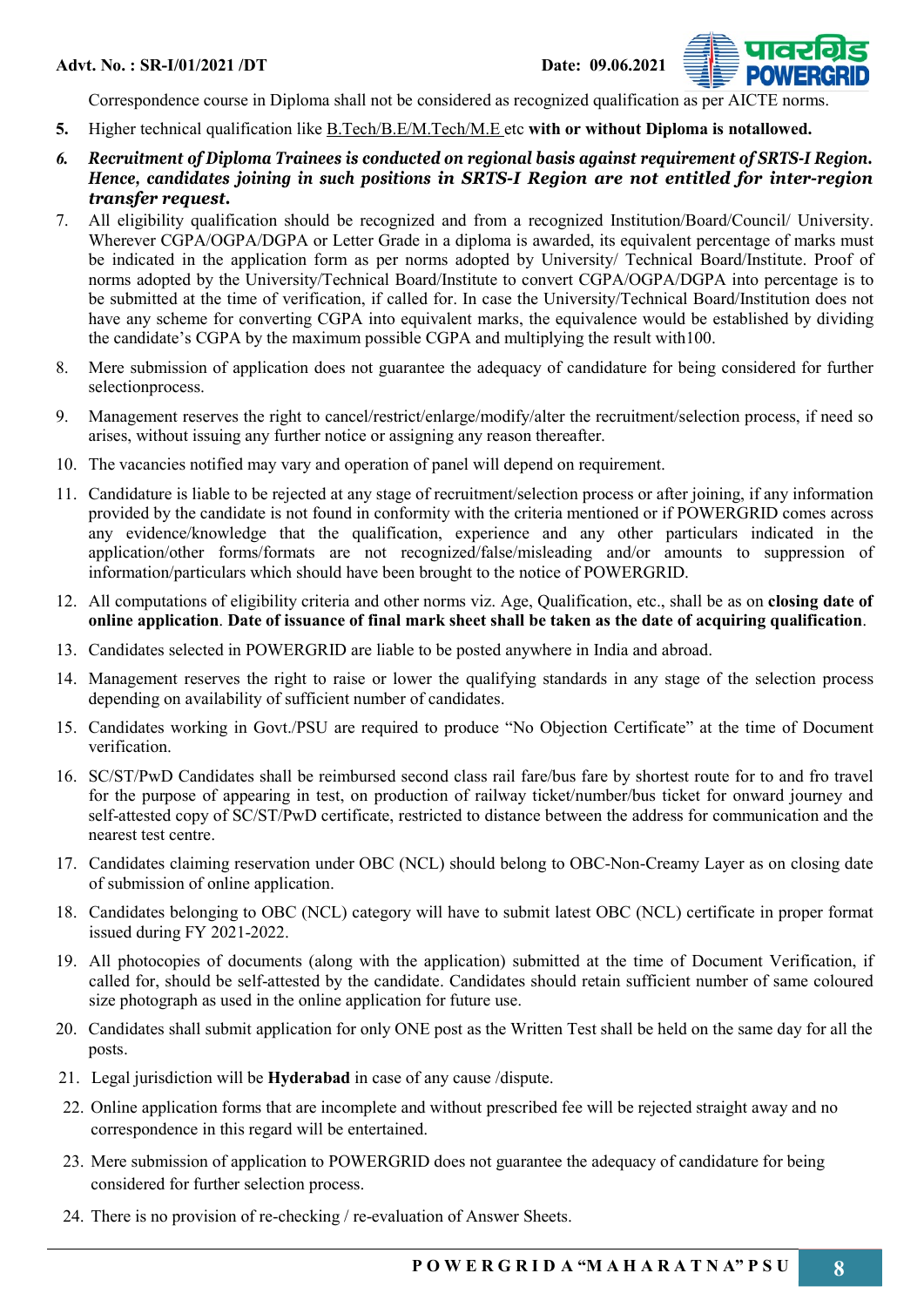Correspondence course in Diploma shall not be considered as recognized qualification as per AICTE norms.

5. Higher technical qualification like B.Tech/B.E/M.Tech/M.E etc **with or without Diploma is notallowed.**
6. ***Recruitment of Diploma Trainees is conducted on regional basis against requirement of SRTS-I Region. Hence, candidates joining in such positions in SRTS-I Region are not entitled for inter-region transfer request.***
7. All eligibility qualification should be recognized and from a recognized Institution/Board/Council/ University. Wherever CGPA/OGPA/DGPA or Letter Grade in a diploma is awarded, its equivalent percentage of marks must be indicated in the application form as per norms adopted by University/ Technical Board/Institute. Proof of norms adopted by the University/Technical Board/Institute to convert CGPA/OGPA/DGPA into percentage is to be submitted at the time of verification, if called for. In case the University/Technical Board/Institution does not have any scheme for converting CGPA into equivalent marks, the equivalence would be established by dividing the candidate's CGPA by the maximum possible CGPA and multiplying the result with100.
8. Mere submission of application does not guarantee the adequacy of candidature for being considered for further selectionprocess.
9. Management reserves the right to cancel/restrict/enlarge/modify/alter the recruitment/selection process, if need so arises, without issuing any further notice or assigning any reason thereafter.
10. The vacancies notified may vary and operation of panel will depend on requirement.
11. Candidature is liable to be rejected at any stage of recruitment/selection process or after joining, if any information provided by the candidate is not found in conformity with the criteria mentioned or if POWERGRID comes across any evidence/knowledge that the qualification, experience and any other particulars indicated in the application/other forms/formats are not recognized/false/misleading and/or amounts to suppression of information/particulars which should have been brought to the notice of POWERGRID.
12. All computations of eligibility criteria and other norms viz. Age, Qualification, etc., shall be as on **closing date of online application**. **Date of issuance of final mark sheet shall be taken as the date of acquiring qualification**.
13. Candidates selected in POWERGRID are liable to be posted anywhere in India and abroad.
14. Management reserves the right to raise or lower the qualifying standards in any stage of the selection process depending on availability of sufficient number of candidates.
15. Candidates working in Govt./PSU are required to produce "No Objection Certificate" at the time of Document verification.
16. SC/ST/PwD Candidates shall be reimbursed second class rail fare/bus fare by shortest route for to and fro travel for the purpose of appearing in test, on production of railway ticket/number/bus ticket for onward journey and self-attested copy of SC/ST/PwD certificate, restricted to distance between the address for communication and the nearest test centre.
17. Candidates claiming reservation under OBC (NCL) should belong to OBC-Non-Creamy Layer as on closing date of submission of online application.
18. Candidates belonging to OBC (NCL) category will have to submit latest OBC (NCL) certificate in proper format issued during FY 2021-2022.
19. All photocopies of documents (along with the application) submitted at the time of Document Verification, if called for, should be self-attested by the candidate. Candidates should retain sufficient number of same coloured size photograph as used in the online application for future use.
20. Candidates shall submit application for only ONE post as the Written Test shall be held on the same day for all the posts.
21. Legal jurisdiction will be **Hyderabad** in case of any cause /dispute.
22. Online application forms that are incomplete and without prescribed fee will be rejected straight away and no correspondence in this regard will be entertained.
23. Mere submission of application to POWERGRID does not guarantee the adequacy of candidature for being considered for further selection process.
24. There is no provision of re-checking / re-evaluation of Answer Sheets.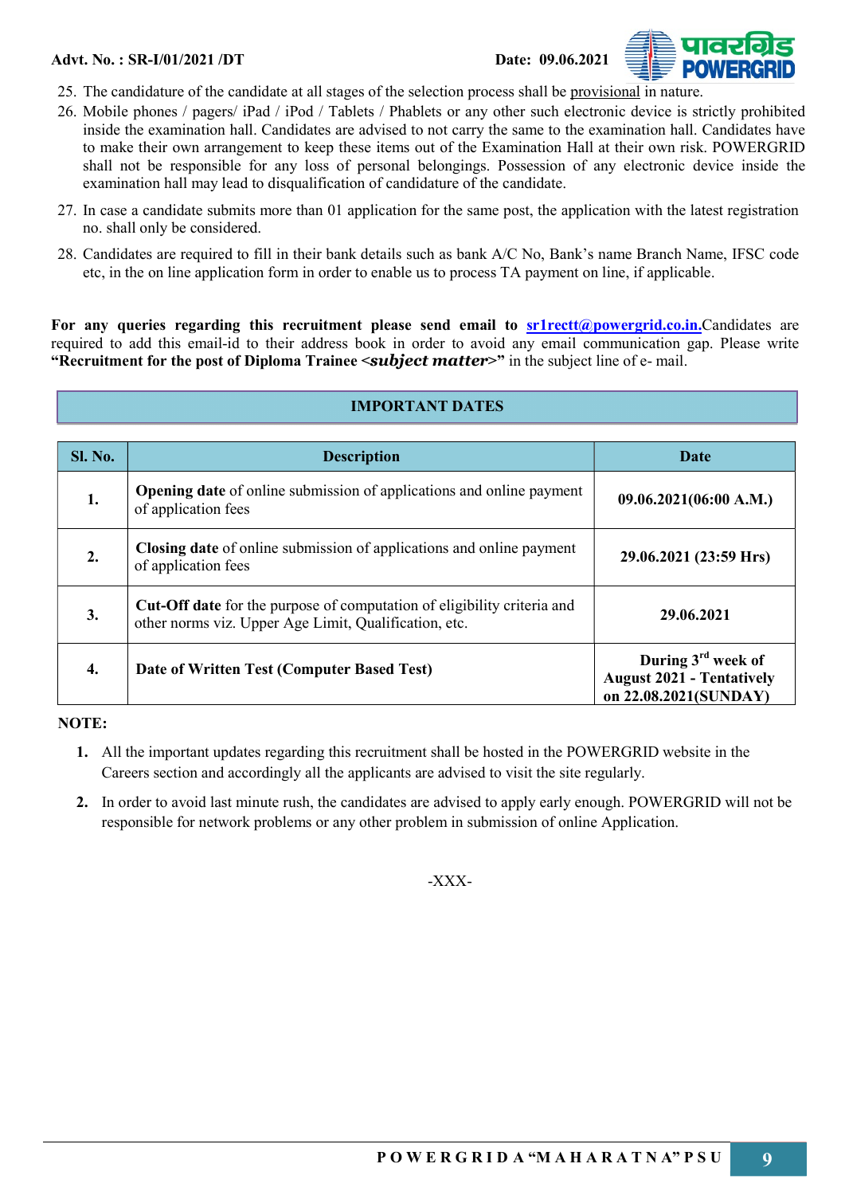25. The candidature of the candidate at all stages of the selection process shall be provisional in nature.
26. Mobile phones / pagers/ iPad / iPod / Tablets / Phablets or any other such electronic device is strictly prohibited inside the examination hall. Candidates are advised to not carry the same to the examination hall. Candidates have to make their own arrangement to keep these items out of the Examination Hall at their own risk. POWERGRID shall not be responsible for any loss of personal belongings. Possession of any electronic device inside the examination hall may lead to disqualification of candidature of the candidate.
27. In case a candidate submits more than 01 application for the same post, the application with the latest registration no. shall only be considered.
28. Candidates are required to fill in their bank details such as bank A/C No, Bank's name Branch Name, IFSC code etc, in the on line application form in order to enable us to process TA payment on line, if applicable.

**For any queries regarding this recruitment please send email to sr1rectt@powergrid.co.in.** Candidates are required to add this email-id to their address book in order to avoid any email communication gap. Please write **"Recruitment for the post of Diploma Trainee <*subject matter*>"** in the subject line of e- mail.

## IMPORTANT DATES

| Sl. No. | Description | Date |
|---|---|---|
| **1.** | **Opening date** of online submission of applications and online payment of application fees | **09.06.2021(06:00 A.M.)** |
| **2.** | **Closing date** of online submission of applications and online payment of application fees | **29.06.2021 (23:59 Hrs)** |
| **3.** | **Cut-Off date** for the purpose of computation of eligibility criteria and other norms viz. Upper Age Limit, Qualification, etc. | **29.06.2021** |
| **4.** | **Date of Written Test (Computer Based Test)** | **During 3rd week of August 2021 - Tentatively on 22.08.2021(SUNDAY)** |

**NOTE:**

1. All the important updates regarding this recruitment shall be hosted in the POWERGRID website in the Careers section and accordingly all the applicants are advised to visit the site regularly.
2. In order to avoid last minute rush, the candidates are advised to apply early enough. POWERGRID will not be responsible for network problems or any other problem in submission of online Application.

-XXX-